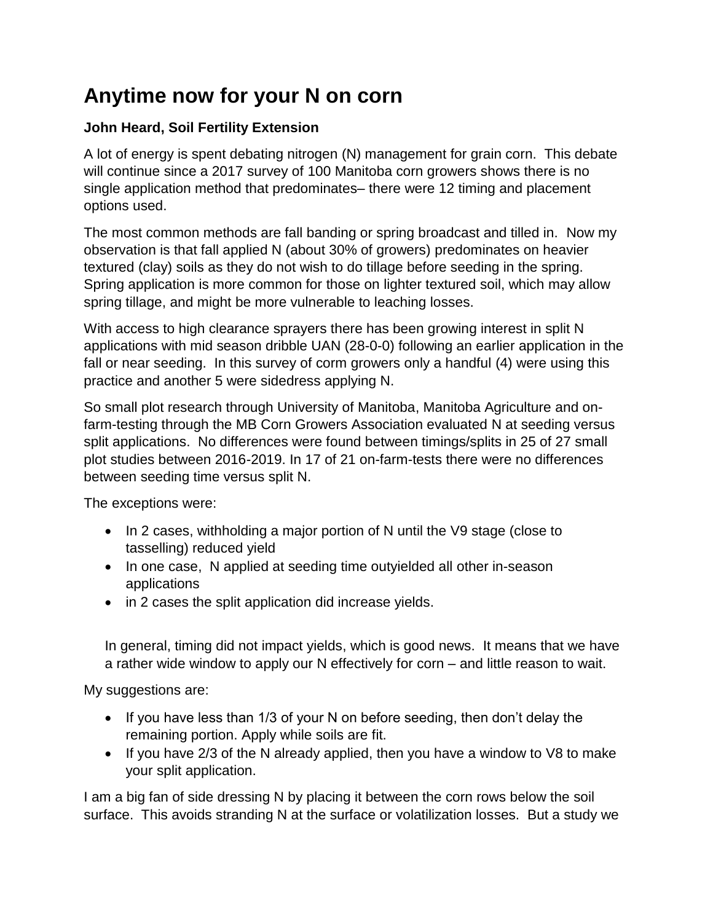# Anytime now for your N on corn

**John Heard, Soil Fertility Extension**

A lot of energy is spent debating nitrogen (N) management for grain corn. This debate will continue since a 2017 survey of 100 Manitoba corn growers shows there is no single application method that predominates– there were 12 timing and placement options used.

The most common methods are fall banding or spring broadcast and tilled in. Now my observation is that fall applied N (about 30% of growers) predominates on heavier textured (clay) soils as they do not wish to do tillage before seeding in the spring. Spring application is more common for those on lighter textured soil, which may allow spring tillage, and might be more vulnerable to leaching losses.

With access to high clearance sprayers there has been growing interest in split N applications with mid season dribble UAN (28-0-0) following an earlier application in the fall or near seeding. In this survey of corm growers only a handful (4) were using this practice and another 5 were sidedress applying N.

So small plot research through University of Manitoba, Manitoba Agriculture and on-farm-testing through the MB Corn Growers Association evaluated N at seeding versus split applications. No differences were found between timings/splits in 25 of 27 small plot studies between 2016-2019. In 17 of 21 on-farm-tests there were no differences between seeding time versus split N.

The exceptions were:

- In 2 cases, withholding a major portion of N until the V9 stage (close to tasselling) reduced yield
- In one case, N applied at seeding time outyielded all other in-season applications
- in 2 cases the split application did increase yields.

In general, timing did not impact yields, which is good news. It means that we have a rather wide window to apply our N effectively for corn – and little reason to wait.

My suggestions are:

- If you have less than 1/3 of your N on before seeding, then don't delay the remaining portion. Apply while soils are fit.
- If you have 2/3 of the N already applied, then you have a window to V8 to make your split application.

I am a big fan of side dressing N by placing it between the corn rows below the soil surface. This avoids stranding N at the surface or volatilization losses. But a study we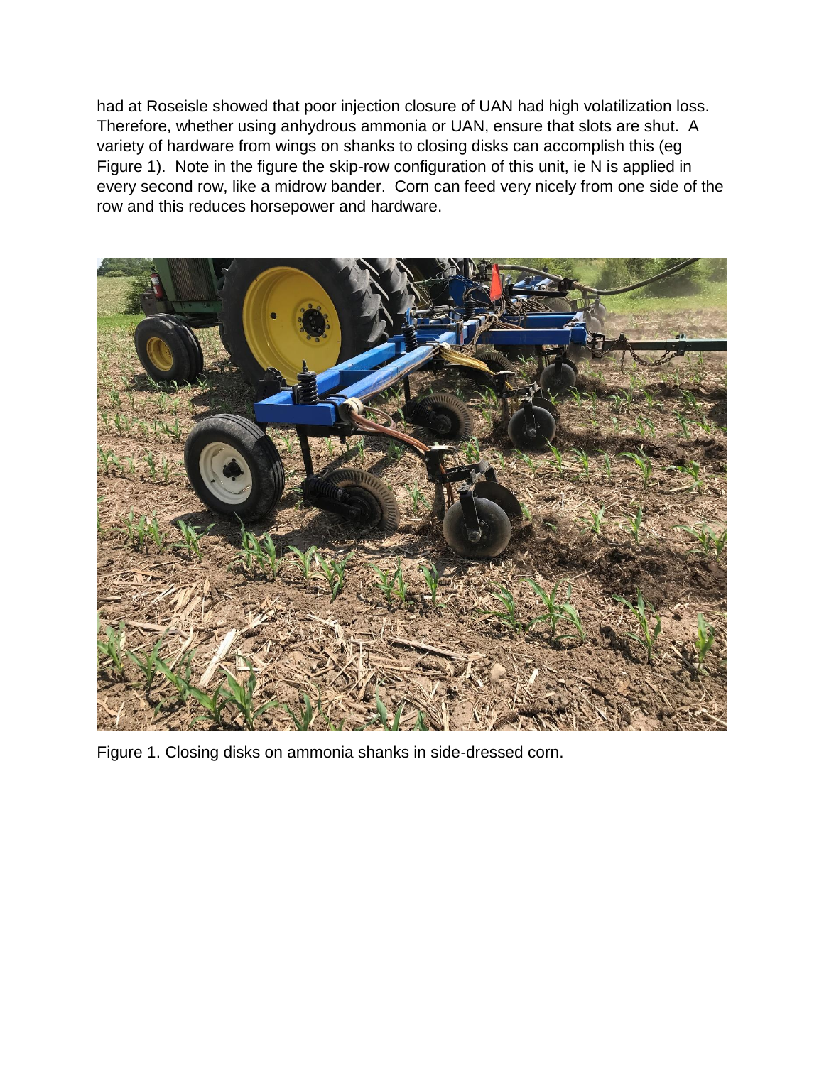had at Roseisle showed that poor injection closure of UAN had high volatilization loss. Therefore, whether using anhydrous ammonia or UAN, ensure that slots are shut. A variety of hardware from wings on shanks to closing disks can accomplish this (eg Figure 1). Note in the figure the skip-row configuration of this unit, ie N is applied in every second row, like a midrow bander. Corn can feed very nicely from one side of the row and this reduces horsepower and hardware.

Figure 1. Closing disks on ammonia shanks in side-dressed corn.